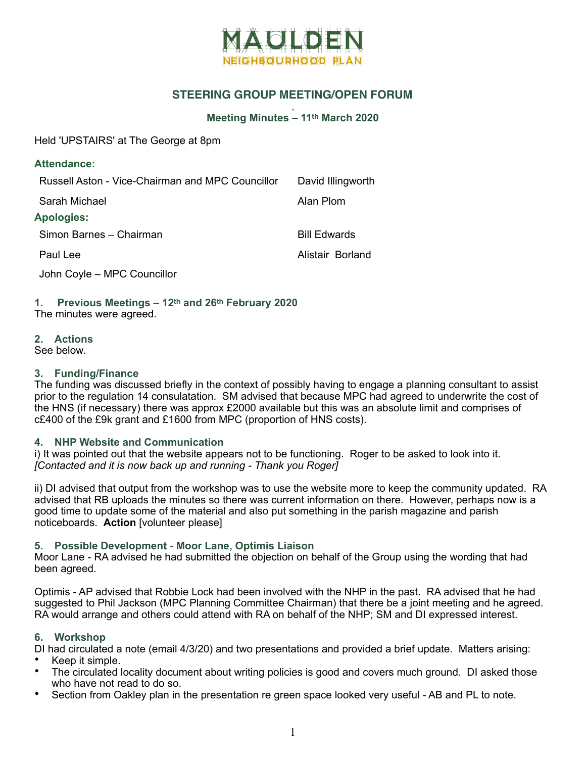# MAULDEN

NEIGHBOURHOOD PLAN

## STEERING GROUP MEETING/OPEN FORUM

### Meeting Minutes – 11th March 2020

Held 'UPSTAIRS' at The George at 8pm

### Attendance:

| | |
|---|---|
| Russell Aston - Vice-Chairman and MPC Councillor | David Illingworth |
| Sarah Michael | Alan Plom |

### Apologies:

| | |
|---|---|
| Simon Barnes – Chairman | Bill Edwards |
| Paul Lee | Alistair Borland |
| John Coyle – MPC Councillor | |

### 1. Previous Meetings – 12th and 26th February 2020

The minutes were agreed.

### 2. Actions

See below.

### 3. Funding/Finance

The funding was discussed briefly in the context of possibly having to engage a planning consultant to assist prior to the regulation 14 consulatation. SM advised that because MPC had agreed to underwrite the cost of the HNS (if necessary) there was approx £2000 available but this was an absolute limit and comprises of c£400 of the £9k grant and £1600 from MPC (proportion of HNS costs).

### 4. NHP Website and Communication

i) It was pointed out that the website appears not to be functioning. Roger to be asked to look into it. *[Contacted and it is now back up and running - Thank you Roger]*

ii) DI advised that output from the workshop was to use the website more to keep the community updated. RA advised that RB uploads the minutes so there was current information on there. However, perhaps now is a good time to update some of the material and also put something in the parish magazine and parish noticeboards. **Action** [volunteer please]

### 5. Possible Development - Moor Lane, Optimis Liaison

Moor Lane - RA advised he had submitted the objection on behalf of the Group using the wording that had been agreed.

Optimis - AP advised that Robbie Lock had been involved with the NHP in the past. RA advised that he had suggested to Phil Jackson (MPC Planning Committee Chairman) that there be a joint meeting and he agreed. RA would arrange and others could attend with RA on behalf of the NHP; SM and DI expressed interest.

### 6. Workshop

DI had circulated a note (email 4/3/20) and two presentations and provided a brief update. Matters arising:

- Keep it simple.
- The circulated locality document about writing policies is good and covers much ground. DI asked those who have not read to do so.
- Section from Oakley plan in the presentation re green space looked very useful - AB and PL to note.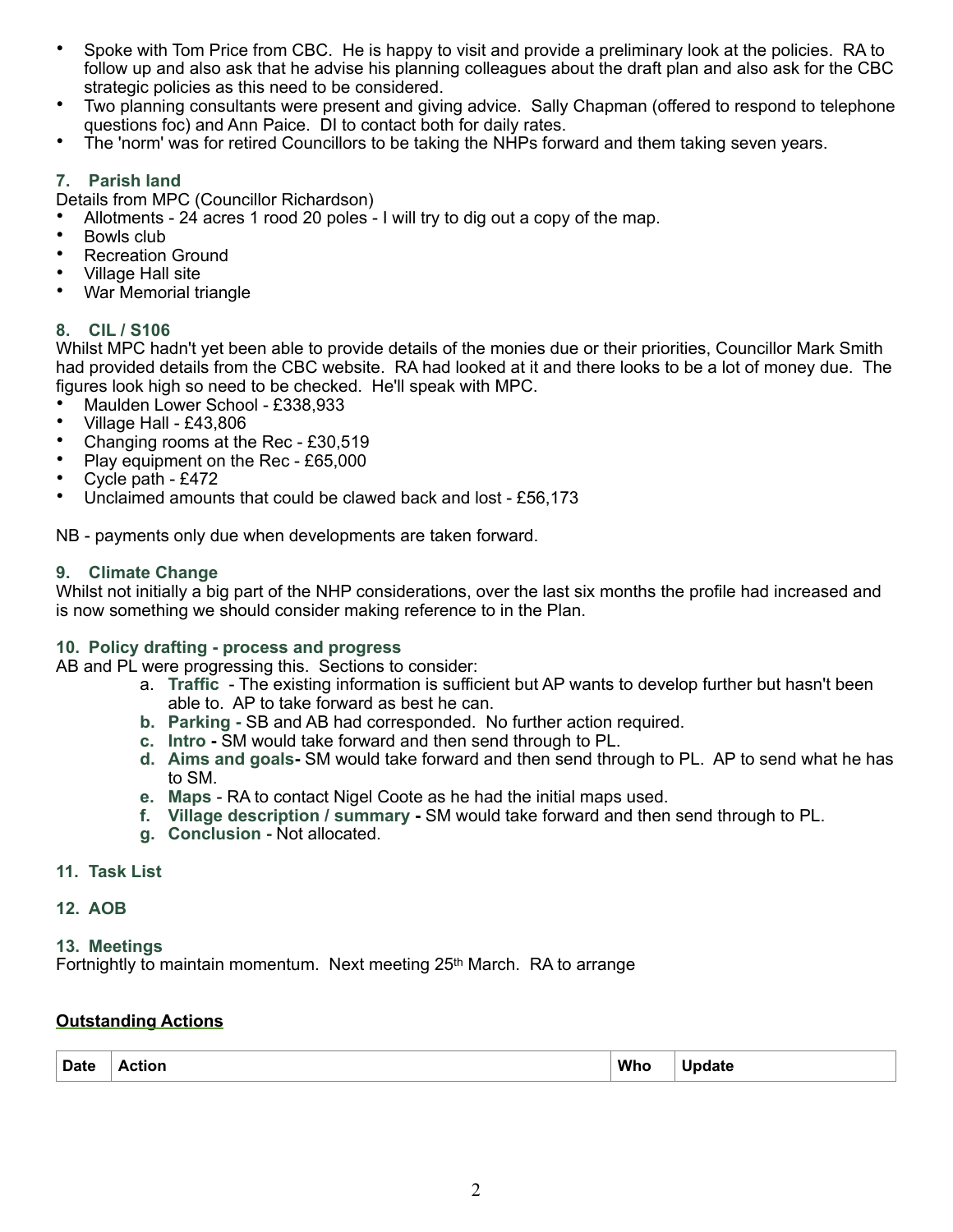- Spoke with Tom Price from CBC. He is happy to visit and provide a preliminary look at the policies. RA to follow up and also ask that he advise his planning colleagues about the draft plan and also ask for the CBC strategic policies as this need to be considered.
- Two planning consultants were present and giving advice. Sally Chapman (offered to respond to telephone questions foc) and Ann Paice. DI to contact both for daily rates.
- The 'norm' was for retired Councillors to be taking the NHPs forward and them taking seven years.

### 7. Parish land

Details from MPC (Councillor Richardson)

- Allotments - 24 acres 1 rood 20 poles - I will try to dig out a copy of the map.
- Bowls club
- Recreation Ground
- Village Hall site
- War Memorial triangle

### 8. CIL / S106

Whilst MPC hadn't yet been able to provide details of the monies due or their priorities, Councillor Mark Smith had provided details from the CBC website. RA had looked at it and there looks to be a lot of money due. The figures look high so need to be checked. He'll speak with MPC.

- Maulden Lower School - £338,933
- Village Hall - £43,806
- Changing rooms at the Rec - £30,519
- Play equipment on the Rec - £65,000
- Cycle path - £472
- Unclaimed amounts that could be clawed back and lost - £56,173

NB - payments only due when developments are taken forward.

### 9. Climate Change

Whilst not initially a big part of the NHP considerations, over the last six months the profile had increased and is now something we should consider making reference to in the Plan.

### 10. Policy drafting - process and progress

AB and PL were progressing this. Sections to consider:

a. **Traffic** - The existing information is sufficient but AP wants to develop further but hasn't been able to. AP to take forward as best he can.
b. **Parking -** SB and AB had corresponded. No further action required.
c. **Intro -** SM would take forward and then send through to PL.
d. **Aims and goals-** SM would take forward and then send through to PL. AP to send what he has to SM.
e. **Maps** - RA to contact Nigel Coote as he had the initial maps used.
f. **Village description / summary -** SM would take forward and then send through to PL.
g. **Conclusion -** Not allocated.

### 11. Task List

### 12. AOB

### 13. Meetings

Fortnightly to maintain momentum. Next meeting 25th March. RA to arrange

## Outstanding Actions

| Date | Action | Who | Update |
|---|---|---|---|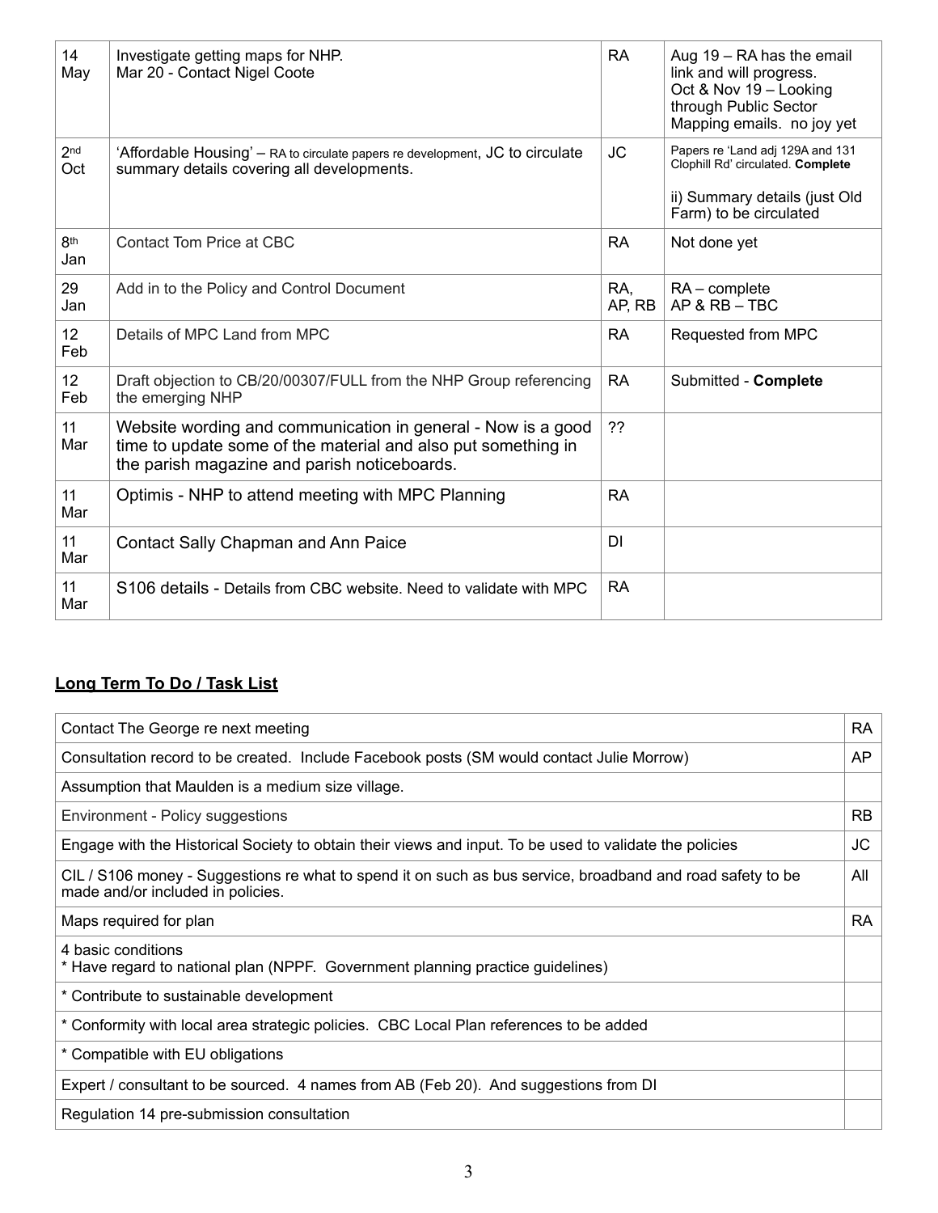| 14 May | Investigate getting maps for NHP. Mar 20 - Contact Nigel Coote | RA | Aug 19 – RA has the email link and will progress. Oct & Nov 19 – Looking through Public Sector Mapping emails. no joy yet |
|---|---|---|---|
| 2nd Oct | 'Affordable Housing' – RA to circulate papers re development, JC to circulate summary details covering all developments. | JC | Papers re 'Land adj 129A and 131 Clophill Rd' circulated. **Complete**<br><br>ii) Summary details (just Old Farm) to be circulated |
| 8th Jan | Contact Tom Price at CBC | RA | Not done yet |
| 29 Jan | Add in to the Policy and Control Document | RA, AP, RB | RA – complete<br>AP & RB – TBC |
| 12 Feb | Details of MPC Land from MPC | RA | Requested from MPC |
| 12 Feb | Draft objection to CB/20/00307/FULL from the NHP Group referencing the emerging NHP | RA | Submitted - **Complete** |
| 11 Mar | Website wording and communication in general - Now is a good time to update some of the material and also put something in the parish magazine and parish noticeboards. | ?? | |
| 11 Mar | Optimis - NHP to attend meeting with MPC Planning | RA | |
| 11 Mar | Contact Sally Chapman and Ann Paice | DI | |
| 11 Mar | S106 details - Details from CBC website. Need to validate with MPC | RA | |

## Long Term To Do / Task List

| Contact The George re next meeting | RA |
|---|---|
| Consultation record to be created. Include Facebook posts (SM would contact Julie Morrow) | AP |
| Assumption that Maulden is a medium size village. | |
| Environment - Policy suggestions | RB |
| Engage with the Historical Society to obtain their views and input. To be used to validate the policies | JC |
| CIL / S106 money - Suggestions re what to spend it on such as bus service, broadband and road safety to be made and/or included in policies. | All |
| Maps required for plan | RA |
| 4 basic conditions<br>* Have regard to national plan (NPPF. Government planning practice guidelines) | |
| * Contribute to sustainable development | |
| * Conformity with local area strategic policies. CBC Local Plan references to be added | |
| * Compatible with EU obligations | |
| Expert / consultant to be sourced. 4 names from AB (Feb 20). And suggestions from DI | |
| Regulation 14 pre-submission consultation | |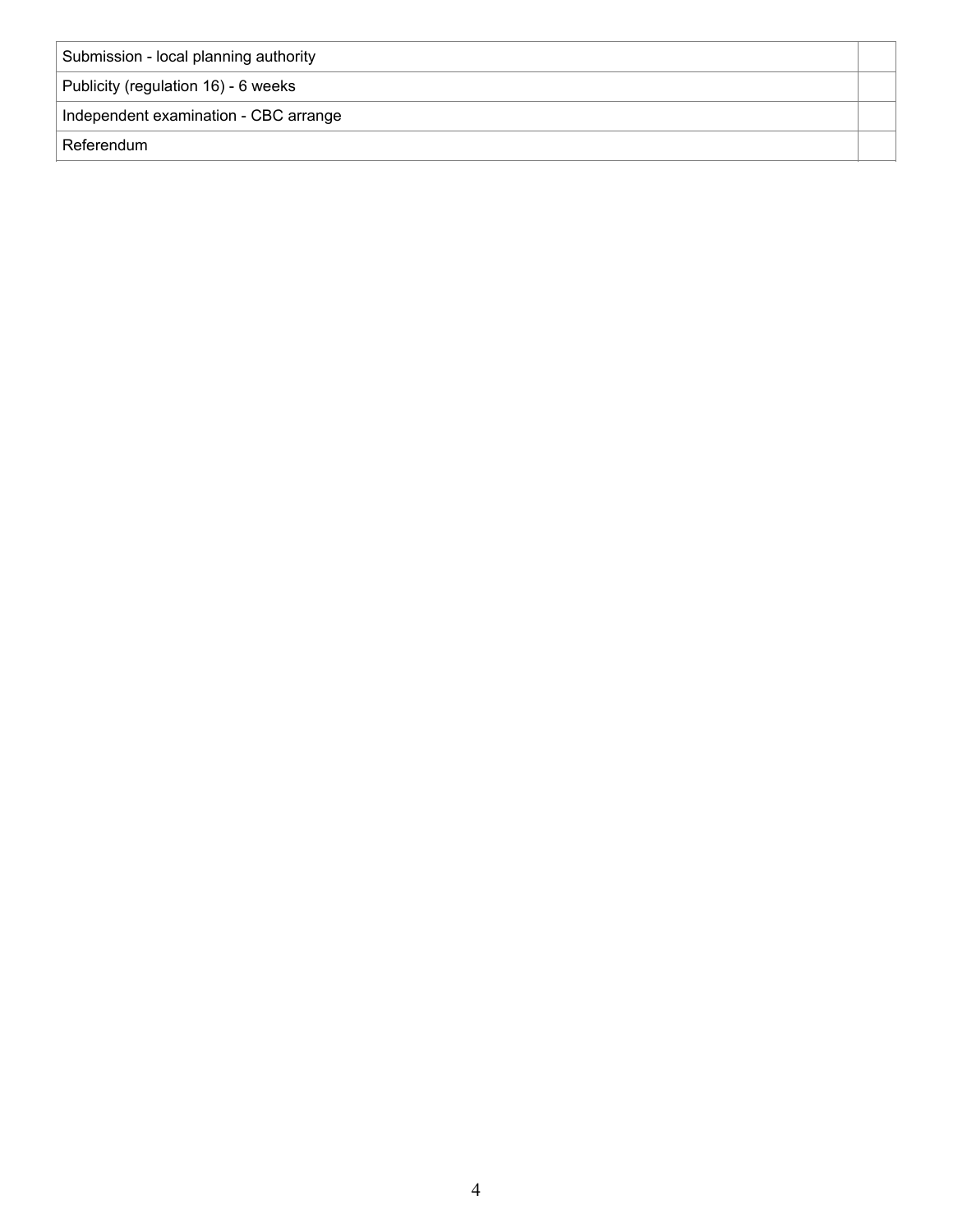| | |
|---|---|
| Submission - local planning authority | |
| Publicity (regulation 16) - 6 weeks | |
| Independent examination - CBC arrange | |
| Referendum | |